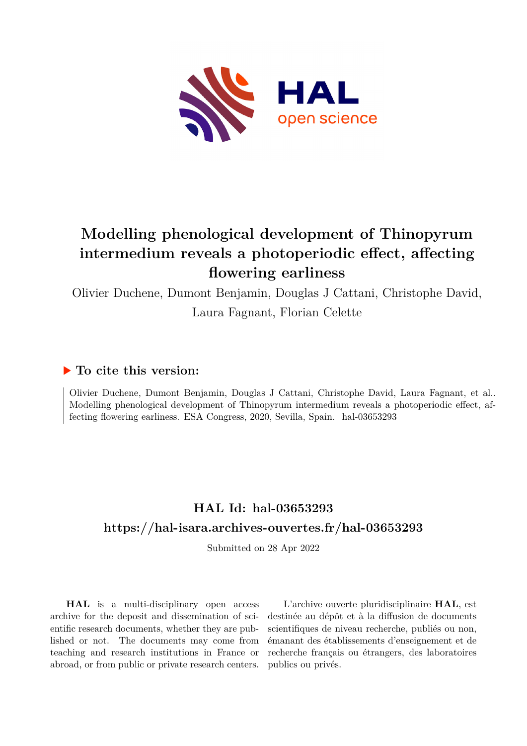# Modelling phenological development of Thinopyrum intermedium reveals a photoperiodic effect, affecting flowering earliness

Olivier Duchene, Dumont Benjamin, Douglas J Cattani, Christophe David, Laura Fagnant, Florian Celette

## ▶ To cite this version:

Olivier Duchene, Dumont Benjamin, Douglas J Cattani, Christophe David, Laura Fagnant, et al.. Modelling phenological development of Thinopyrum intermedium reveals a photoperiodic effect, affecting flowering earliness. ESA Congress, 2020, Sevilla, Spain. hal-03653293

## HAL Id: hal-03653293

## https://hal-isara.archives-ouvertes.fr/hal-03653293

Submitted on 28 Apr 2022

**HAL** is a multi-disciplinary open access archive for the deposit and dissemination of scientific research documents, whether they are published or not. The documents may come from teaching and research institutions in France or abroad, or from public or private research centers.

L'archive ouverte pluridisciplinaire **HAL**, est destinée au dépôt et à la diffusion de documents scientifiques de niveau recherche, publiés ou non, émanant des établissements d'enseignement et de recherche français ou étrangers, des laboratoires publics ou privés.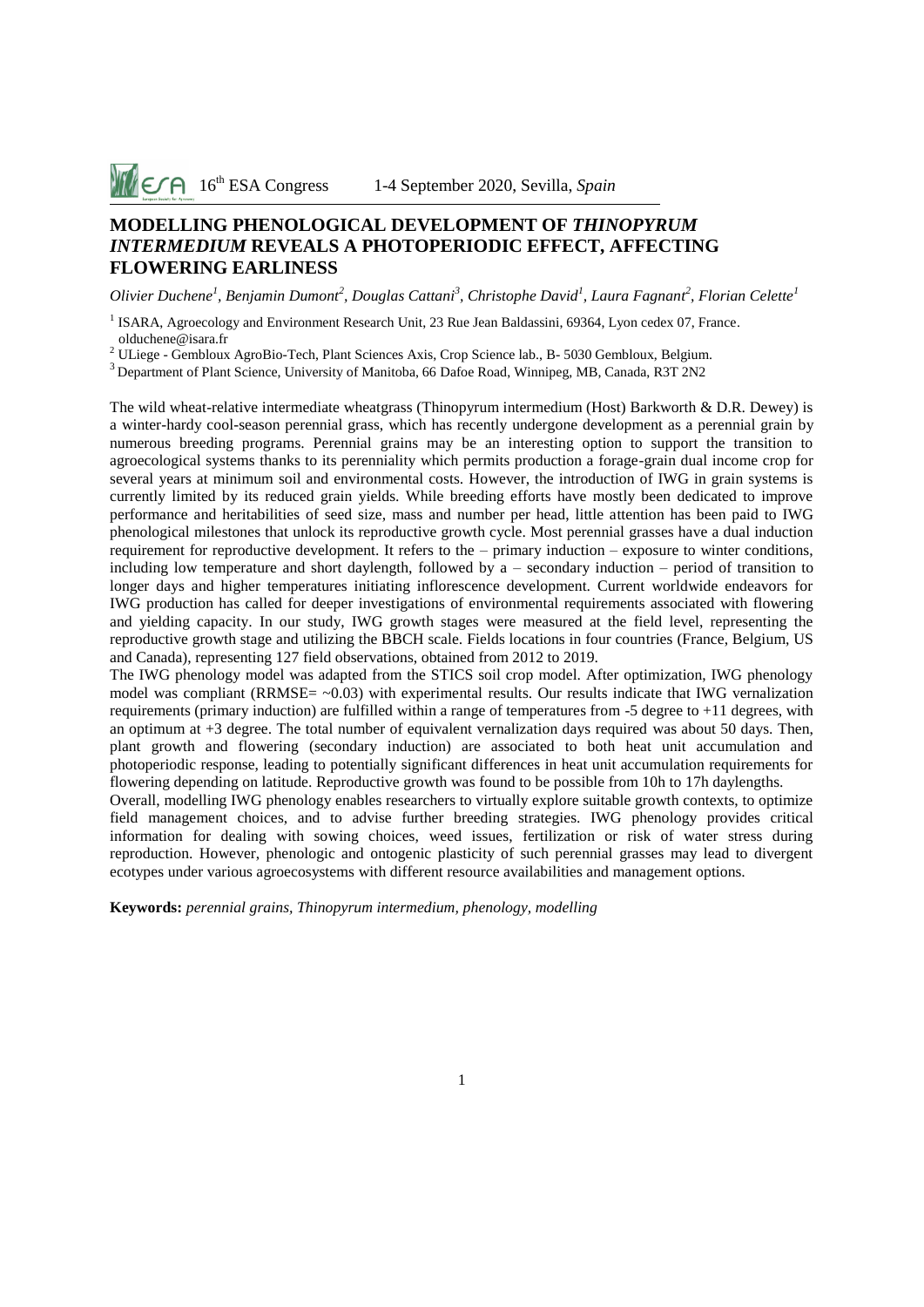# MODELLING PHENOLOGICAL DEVELOPMENT OF *THINOPYRUM INTERMEDIUM* REVEALS A PHOTOPERIODIC EFFECT, AFFECTING FLOWERING EARLINESS

*Olivier Duchene[1], Benjamin Dumont[2], Douglas Cattani[3], Christophe David[1], Laura Fagnant[2], Florian Celette[1]*

[1] ISARA, Agroecology and Environment Research Unit, 23 Rue Jean Baldassini, 69364, Lyon cedex 07, France. olduchene@isara.fr

[2] ULiege - Gembloux AgroBio-Tech, Plant Sciences Axis, Crop Science lab., B- 5030 Gembloux, Belgium.

[3] Department of Plant Science, University of Manitoba, 66 Dafoe Road, Winnipeg, MB, Canada, R3T 2N2

The wild wheat-relative intermediate wheatgrass (Thinopyrum intermedium (Host) Barkworth & D.R. Dewey) is a winter-hardy cool-season perennial grass, which has recently undergone development as a perennial grain by numerous breeding programs. Perennial grains may be an interesting option to support the transition to agroecological systems thanks to its perenniality which permits production a forage-grain dual income crop for several years at minimum soil and environmental costs. However, the introduction of IWG in grain systems is currently limited by its reduced grain yields. While breeding efforts have mostly been dedicated to improve performance and heritabilities of seed size, mass and number per head, little attention has been paid to IWG phenological milestones that unlock its reproductive growth cycle. Most perennial grasses have a dual induction requirement for reproductive development. It refers to the – primary induction – exposure to winter conditions, including low temperature and short daylength, followed by a – secondary induction – period of transition to longer days and higher temperatures initiating inflorescence development. Current worldwide endeavors for IWG production has called for deeper investigations of environmental requirements associated with flowering and yielding capacity. In our study, IWG growth stages were measured at the field level, representing the reproductive growth stage and utilizing the BBCH scale. Fields locations in four countries (France, Belgium, US and Canada), representing 127 field observations, obtained from 2012 to 2019.

The IWG phenology model was adapted from the STICS soil crop model. After optimization, IWG phenology model was compliant (RRMSE= ~0.03) with experimental results. Our results indicate that IWG vernalization requirements (primary induction) are fulfilled within a range of temperatures from -5 degree to +11 degrees, with an optimum at +3 degree. The total number of equivalent vernalization days required was about 50 days. Then, plant growth and flowering (secondary induction) are associated to both heat unit accumulation and photoperiodic response, leading to potentially significant differences in heat unit accumulation requirements for flowering depending on latitude. Reproductive growth was found to be possible from 10h to 17h daylengths.

Overall, modelling IWG phenology enables researchers to virtually explore suitable growth contexts, to optimize field management choices, and to advise further breeding strategies. IWG phenology provides critical information for dealing with sowing choices, weed issues, fertilization or risk of water stress during reproduction. However, phenologic and ontogenic plasticity of such perennial grasses may lead to divergent ecotypes under various agroecosystems with different resource availabilities and management options.

**Keywords:** *perennial grains, Thinopyrum intermedium, phenology, modelling*